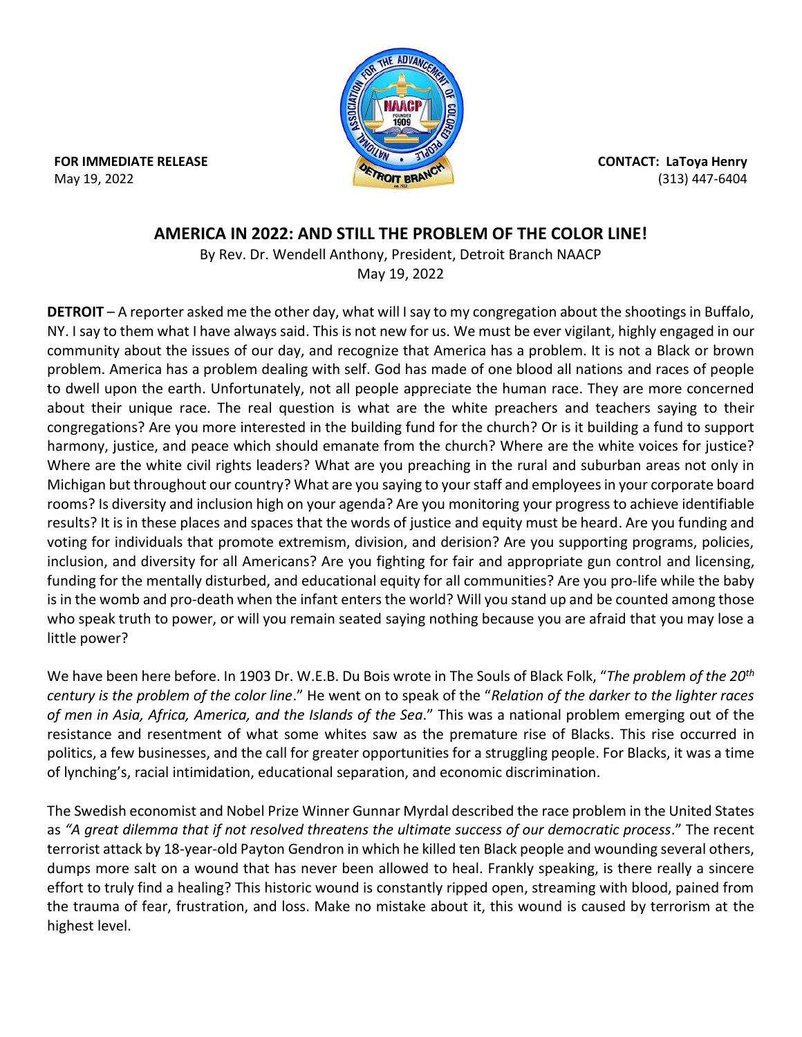**FOR IMMEDIATE RELEASE**
May 19, 2022

**CONTACT: LaToya Henry**
(313) 447-6404

## AMERICA IN 2022: AND STILL THE PROBLEM OF THE COLOR LINE!

By Rev. Dr. Wendell Anthony, President, Detroit Branch NAACP
May 19, 2022

**DETROIT** – A reporter asked me the other day, what will I say to my congregation about the shootings in Buffalo, NY. I say to them what I have always said. This is not new for us. We must be ever vigilant, highly engaged in our community about the issues of our day, and recognize that America has a problem. It is not a Black or brown problem. America has a problem dealing with self. God has made of one blood all nations and races of people to dwell upon the earth. Unfortunately, not all people appreciate the human race. They are more concerned about their unique race. The real question is what are the white preachers and teachers saying to their congregations? Are you more interested in the building fund for the church? Or is it building a fund to support harmony, justice, and peace which should emanate from the church? Where are the white voices for justice? Where are the white civil rights leaders? What are you preaching in the rural and suburban areas not only in Michigan but throughout our country? What are you saying to your staff and employees in your corporate board rooms? Is diversity and inclusion high on your agenda? Are you monitoring your progress to achieve identifiable results? It is in these places and spaces that the words of justice and equity must be heard. Are you funding and voting for individuals that promote extremism, division, and derision? Are you supporting programs, policies, inclusion, and diversity for all Americans? Are you fighting for fair and appropriate gun control and licensing, funding for the mentally disturbed, and educational equity for all communities? Are you pro-life while the baby is in the womb and pro-death when the infant enters the world? Will you stand up and be counted among those who speak truth to power, or will you remain seated saying nothing because you are afraid that you may lose a little power?

We have been here before. In 1903 Dr. W.E.B. Du Bois wrote in The Souls of Black Folk, "*The problem of the 20th century is the problem of the color line*." He went on to speak of the "*Relation of the darker to the lighter races of men in Asia, Africa, America, and the Islands of the Sea*." This was a national problem emerging out of the resistance and resentment of what some whites saw as the premature rise of Blacks. This rise occurred in politics, a few businesses, and the call for greater opportunities for a struggling people. For Blacks, it was a time of lynching's, racial intimidation, educational separation, and economic discrimination.

The Swedish economist and Nobel Prize Winner Gunnar Myrdal described the race problem in the United States as *"A great dilemma that if not resolved threatens the ultimate success of our democratic process*." The recent terrorist attack by 18-year-old Payton Gendron in which he killed ten Black people and wounding several others, dumps more salt on a wound that has never been allowed to heal. Frankly speaking, is there really a sincere effort to truly find a healing? This historic wound is constantly ripped open, streaming with blood, pained from the trauma of fear, frustration, and loss. Make no mistake about it, this wound is caused by terrorism at the highest level.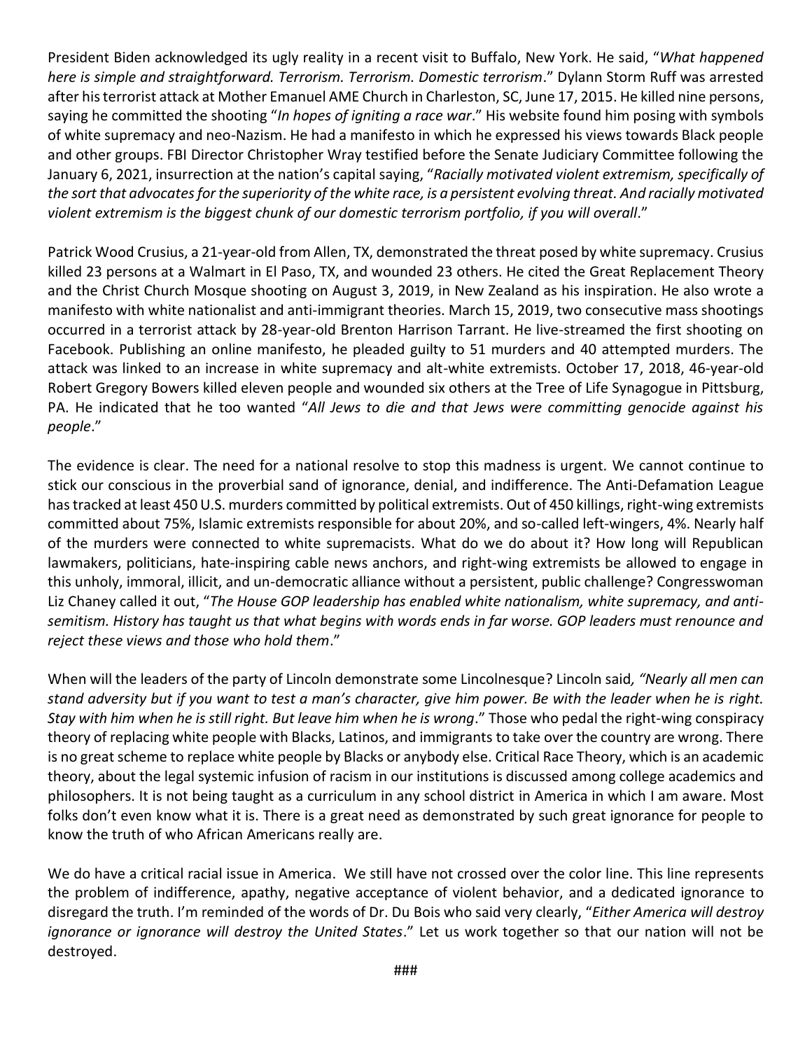President Biden acknowledged its ugly reality in a recent visit to Buffalo, New York. He said, "*What happened here is simple and straightforward. Terrorism. Terrorism. Domestic terrorism*." Dylann Storm Ruff was arrested after his terrorist attack at Mother Emanuel AME Church in Charleston, SC, June 17, 2015. He killed nine persons, saying he committed the shooting "*In hopes of igniting a race war*." His website found him posing with symbols of white supremacy and neo-Nazism. He had a manifesto in which he expressed his views towards Black people and other groups. FBI Director Christopher Wray testified before the Senate Judiciary Committee following the January 6, 2021, insurrection at the nation's capital saying, "*Racially motivated violent extremism, specifically of the sort that advocates for the superiority of the white race, is a persistent evolving threat. And racially motivated violent extremism is the biggest chunk of our domestic terrorism portfolio, if you will overall*."

Patrick Wood Crusius, a 21-year-old from Allen, TX, demonstrated the threat posed by white supremacy. Crusius killed 23 persons at a Walmart in El Paso, TX, and wounded 23 others. He cited the Great Replacement Theory and the Christ Church Mosque shooting on August 3, 2019, in New Zealand as his inspiration. He also wrote a manifesto with white nationalist and anti-immigrant theories. March 15, 2019, two consecutive mass shootings occurred in a terrorist attack by 28-year-old Brenton Harrison Tarrant. He live-streamed the first shooting on Facebook. Publishing an online manifesto, he pleaded guilty to 51 murders and 40 attempted murders. The attack was linked to an increase in white supremacy and alt-white extremists. October 17, 2018, 46-year-old Robert Gregory Bowers killed eleven people and wounded six others at the Tree of Life Synagogue in Pittsburg, PA. He indicated that he too wanted "*All Jews to die and that Jews were committing genocide against his people*."

The evidence is clear. The need for a national resolve to stop this madness is urgent. We cannot continue to stick our conscious in the proverbial sand of ignorance, denial, and indifference. The Anti-Defamation League has tracked at least 450 U.S. murders committed by political extremists. Out of 450 killings, right-wing extremists committed about 75%, Islamic extremists responsible for about 20%, and so-called left-wingers, 4%. Nearly half of the murders were connected to white supremacists. What do we do about it? How long will Republican lawmakers, politicians, hate-inspiring cable news anchors, and right-wing extremists be allowed to engage in this unholy, immoral, illicit, and un-democratic alliance without a persistent, public challenge? Congresswoman Liz Chaney called it out, "*The House GOP leadership has enabled white nationalism, white supremacy, and anti-semitism. History has taught us that what begins with words ends in far worse. GOP leaders must renounce and reject these views and those who hold them*."

When will the leaders of the party of Lincoln demonstrate some Lincolnesque? Lincoln said*, "Nearly all men can stand adversity but if you want to test a man's character, give him power. Be with the leader when he is right. Stay with him when he is still right. But leave him when he is wrong*." Those who pedal the right-wing conspiracy theory of replacing white people with Blacks, Latinos, and immigrants to take over the country are wrong. There is no great scheme to replace white people by Blacks or anybody else. Critical Race Theory, which is an academic theory, about the legal systemic infusion of racism in our institutions is discussed among college academics and philosophers. It is not being taught as a curriculum in any school district in America in which I am aware. Most folks don't even know what it is. There is a great need as demonstrated by such great ignorance for people to know the truth of who African Americans really are.

We do have a critical racial issue in America. We still have not crossed over the color line. This line represents the problem of indifference, apathy, negative acceptance of violent behavior, and a dedicated ignorance to disregard the truth. I'm reminded of the words of Dr. Du Bois who said very clearly, "*Either America will destroy ignorance or ignorance will destroy the United States*." Let us work together so that our nation will not be destroyed.

###